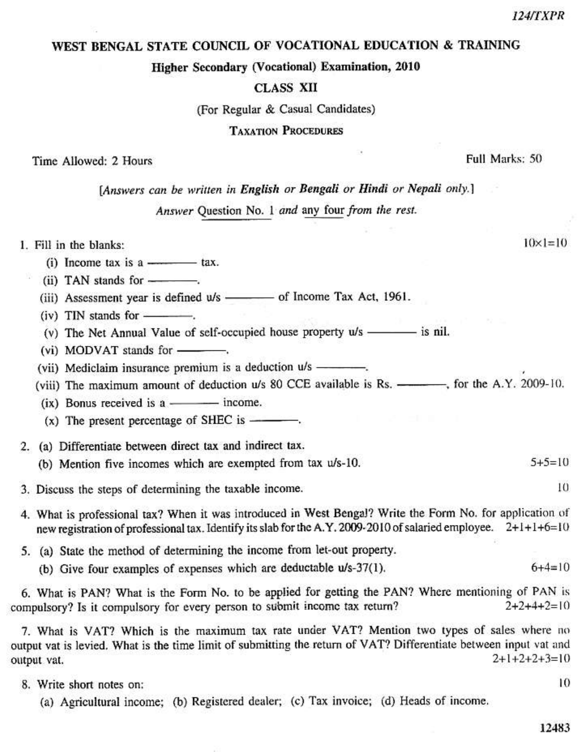124/TXPR

# WEST BENGAL STATE COUNCIL OF VOCATIONAL EDUCATION & TRAINING

## Higher Secondary (Vocational) Examination, 2010

## CLASS XII

(For Regular & Casual Candidates)

## TAXATION PROCEDURES

Time Allowed: 2 Hours — Full Marks: 50

*[Answers can be written in* **English** *or* **Bengali** *or* **Hindi** *or* **Nepali** *only.]*

*Answer* Question No. 1 *and* any four *from the rest.*

1. Fill in the blanks: 10×1=10
   - (i) Income tax is a ——— tax.
   - (ii) TAN stands for ———.
   - (iii) Assessment year is defined u/s ——— of Income Tax Act, 1961.
   - (iv) TIN stands for ———.
   - (v) The Net Annual Value of self-occupied house property u/s ——— is nil.
   - (vi) MODVAT stands for ———.
   - (vii) Mediclaim insurance premium is a deduction u/s ———.
   - (viii) The maximum amount of deduction u/s 80 CCE available is Rs. ———, for the A.Y. 2009-10.
   - (ix) Bonus received is a ——— income.
   - (x) The present percentage of SHEC is ———.

2. (a) Differentiate between direct tax and indirect tax.
   (b) Mention five incomes which are exempted from tax u/s-10. 5+5=10

3. Discuss the steps of determining the taxable income. 10

4. What is professional tax? When it was introduced in West Bengal? Write the Form No. for application of new registration of professional tax. Identify its slab for the A.Y. 2009-2010 of salaried employee. 2+1+1+6=10

5. (a) State the method of determining the income from let-out property.
   (b) Give four examples of expenses which are deductable u/s-37(1). 6+4=10

6. What is PAN? What is the Form No. to be applied for getting the PAN? Where mentioning of PAN is compulsory? Is it compulsory for every person to submit income tax return? 2+2+4+2=10

7. What is VAT? Which is the maximum tax rate under VAT? Mention two types of sales where no output vat is levied. What is the time limit of submitting the return of VAT? Differentiate between input vat and output vat. 2+1+2+2+3=10

8. Write short notes on: 10
   (a) Agricultural income; (b) Registered dealer; (c) Tax invoice; (d) Heads of income.

12483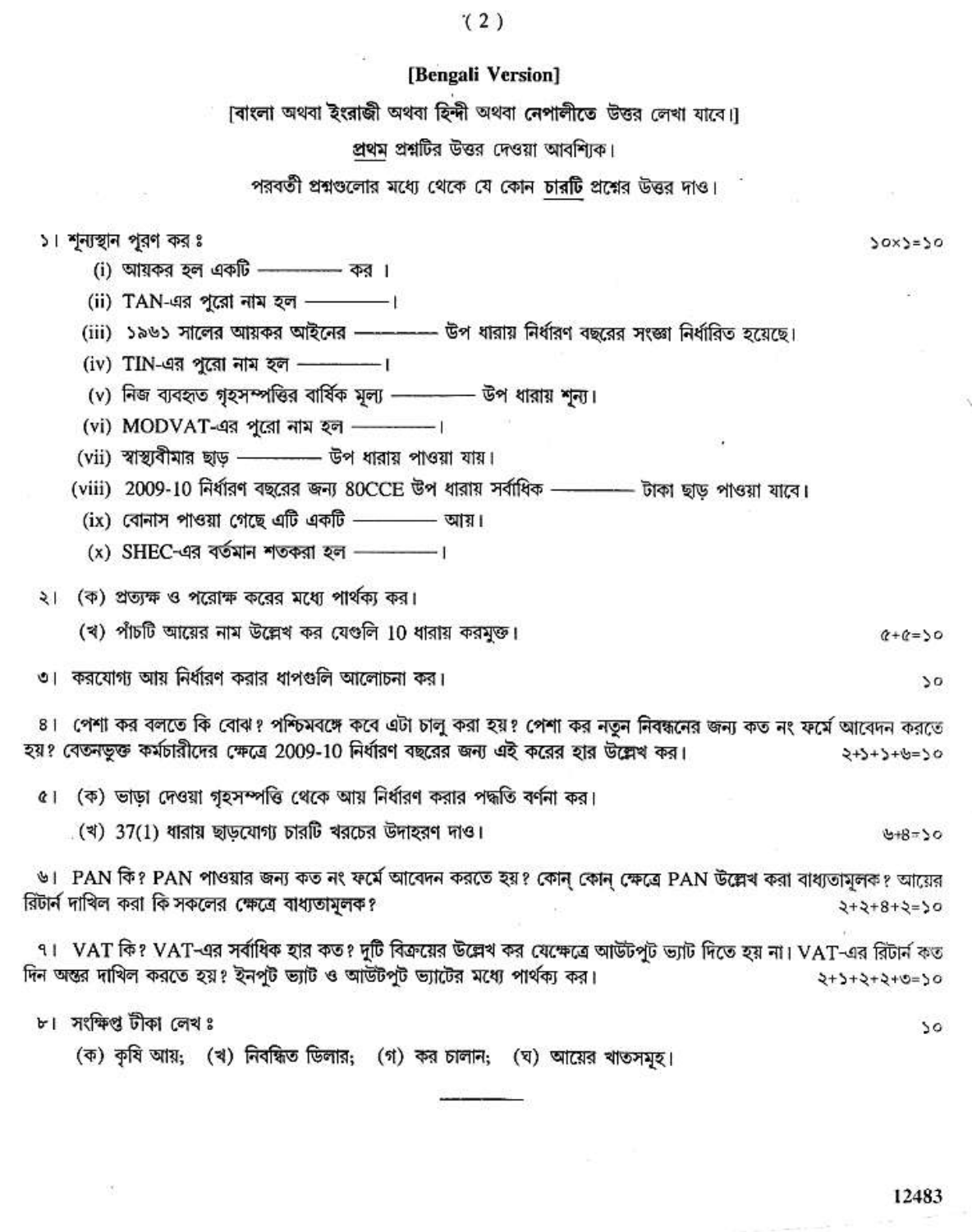## [Bengali Version]

[বাংলা অথবা ইংরাজী অথবা হিন্দী অথবা নেপালীতে উত্তর লেখা যাবে।]

প্রথম প্রশ্নটির উত্তর দেওয়া আবশ্যিক।

পরবর্তী প্রশ্নগুলোর মধ্যে থেকে যে কোন চারটি প্রশ্নের উত্তর দাও।

১। শূন্যস্থান পূরণ কর ঃ — ১০×১=১০

(i) আয়কর হল একটি ———— কর ।

(ii) TAN-এর পুরো নাম হল ————।

(iii) ১৯৬১ সালের আয়কর আইনের ———— উপ ধারায় নির্ধারণ বছরের সংজ্ঞা নির্ধারিত হয়েছে।

(iv) TIN-এর পুরো নাম হল ————।

(v) নিজ ব্যবহৃত গৃহসম্পত্তির বার্ষিক মূল্য ———— উপ ধারায় শূন্য।

(vi) MODVAT-এর পুরো নাম হল ————।

(vii) স্বাস্থ্যবীমার ছাড় ———— উপ ধারায় পাওয়া যায়।

(viii) 2009-10 নির্ধারণ বছরের জন্য 80CCE উপ ধারায় সর্বাধিক ———— টাকা ছাড় পাওয়া যাবে।

(ix) বোনাস পাওয়া গেছে এটি একটি ———— আয়।

(x) SHEC-এর বর্তমান শতকরা হল ————।

২। (ক) প্রত্যক্ষ ও পরোক্ষ করের মধ্যে পার্থক্য কর।

(খ) পাঁচটি আয়ের নাম উল্লেখ কর যেগুলি 10 ধারায় করমুক্ত। — ৫+৫=১০

৩। করযোগ্য আয় নির্ধারণ করার ধাপগুলি আলোচনা কর। — ১০

৪। পেশা কর বলতে কি বোঝ? পশ্চিমবঙ্গে কবে এটা চালু করা হয়? পেশা কর নতুন নিবন্ধনের জন্য কত নং ফর্মে আবেদন করতে হয়? বেতনভুক্ত কর্মচারীদের ক্ষেত্রে 2009-10 নির্ধারণ বছরের জন্য এই করের হার উল্লেখ কর। — ২+১+১+৬=১০

৫। (ক) ভাড়া দেওয়া গৃহসম্পত্তি থেকে আয় নির্ধারণ করার পদ্ধতি বর্ণনা কর।

(খ) 37(1) ধারায় ছাড়যোগ্য চারটি খরচের উদাহরণ দাও। — ৬+৪=১০

৬। PAN কি? PAN পাওয়ার জন্য কত নং ফর্মে আবেদন করতে হয়? কোন্ কোন্ ক্ষেত্রে PAN উল্লেখ করা বাধ্যতামূলক? আয়ের রিটার্ন দাখিল করা কি সকলের ক্ষেত্রে বাধ্যতামূলক? — ২+২+৪+২=১০

৭। VAT কি? VAT-এর সর্বাধিক হার কত? দুটি বিক্রয়ের উল্লেখ কর যেক্ষেত্রে আউটপুট ভ্যাট দিতে হয় না। VAT-এর রিটার্ন কত দিন অন্তর দাখিল করতে হয়? ইনপুট ভ্যাট ও আউটপুট ভ্যাটের মধ্যে পার্থক্য কর। — ২+১+২+২+৩=১০

৮। সংক্ষিপ্ত টীকা লেখ ঃ — ১০

(ক) কৃষি আয়; (খ) নিবন্ধিত ডিলার; (গ) কর চালান; (ঘ) আয়ের খাতসমূহ।

———

12483